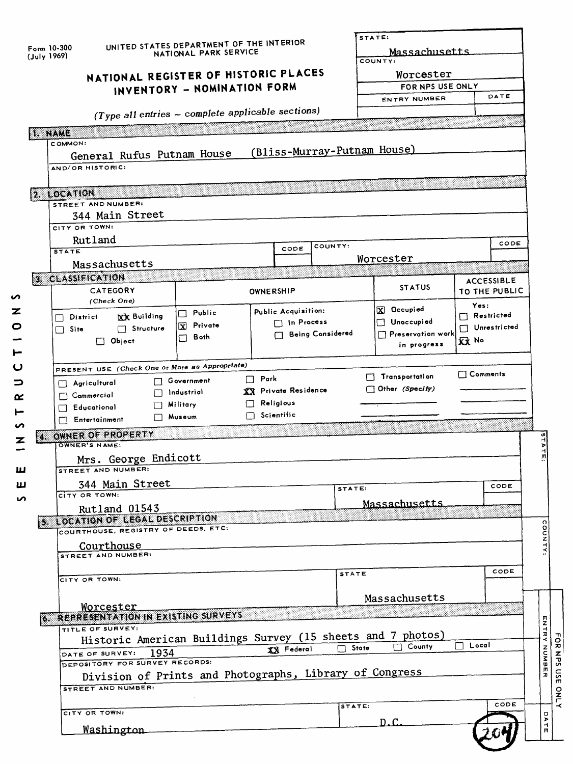Form 10-300
(July 1969)

UNITED STATES DEPARTMENT OF THE INTERIOR
NATIONAL PARK SERVICE

# NATIONAL REGISTER OF HISTORIC PLACES INVENTORY - NOMINATION FORM

*(Type all entries – complete applicable sections)*

| STATE: | Massachusetts |
|---|---|
| COUNTY: | Worcester |
| FOR NPS USE ONLY | |
| ENTRY NUMBER | DATE |

## 1. NAME

COMMON: General Rufus Putnam House (Bliss-Murray-Putnam House)

AND/OR HISTORIC:

## 2. LOCATION

STREET AND NUMBER: 344 Main Street

CITY OR TOWN: Rutland

| STATE | CODE | COUNTY: | CODE |
|---|---|---|---|
| Massachusetts | | Worcester | |

## 3. CLASSIFICATION

| CATEGORY (Check One) | OWNERSHIP | | STATUS | ACCESSIBLE TO THE PUBLIC |
|---|---|---|---|---|
| ☐ District ☒ Building ☐ Site ☐ Structure ☐ Object | ☐ Public ☒ Private ☐ Both | Public Acquisition: ☐ In Process ☐ Being Considered | ☒ Occupied ☐ Unoccupied ☐ Preservation work in progress | Yes: ☐ Restricted ☐ Unrestricted ☒ No |

PRESENT USE (Check One or More as Appropriate)

| | | | | |
|---|---|---|---|---|
| ☐ Agricultural | ☐ Government | ☐ Park | ☐ Transportation | ☐ Comments |
| ☐ Commercial | ☐ Industrial | ☒ Private Residence | ☐ Other (Specify) | |
| ☐ Educational | ☐ Military | ☐ Religious | | |
| ☐ Entertainment | ☐ Museum | ☐ Scientific | | |

SEE INSTRUCTIONS

## 4. OWNER OF PROPERTY

OWNER'S NAME: Mrs. George Endicott

STREET AND NUMBER: 344 Main Street

| CITY OR TOWN: | STATE: | CODE |
|---|---|---|
| Rutland 01543 | Massachusetts | |

## 5. LOCATION OF LEGAL DESCRIPTION

COURTHOUSE, REGISTRY OF DEEDS, ETC: Courthouse

STREET AND NUMBER:

| CITY OR TOWN: | STATE | CODE |
|---|---|---|
| Worcester | Massachusetts | |

## 6. REPRESENTATION IN EXISTING SURVEYS

TITLE OF SURVEY: Historic American Buildings Survey (15 sheets and 7 photos)

DATE OF SURVEY: 1934 ☒ Federal ☐ State ☐ County ☐ Local

DEPOSITORY FOR SURVEY RECORDS: Division of Prints and Photographs, Library of Congress

STREET AND NUMBER:

| CITY OR TOWN: | STATE: | CODE |
|---|---|---|
| Washington | D.C. | |

STATE:
COUNTY:
FOR NPS USE ONLY
ENTRY NUMBER
DATE

204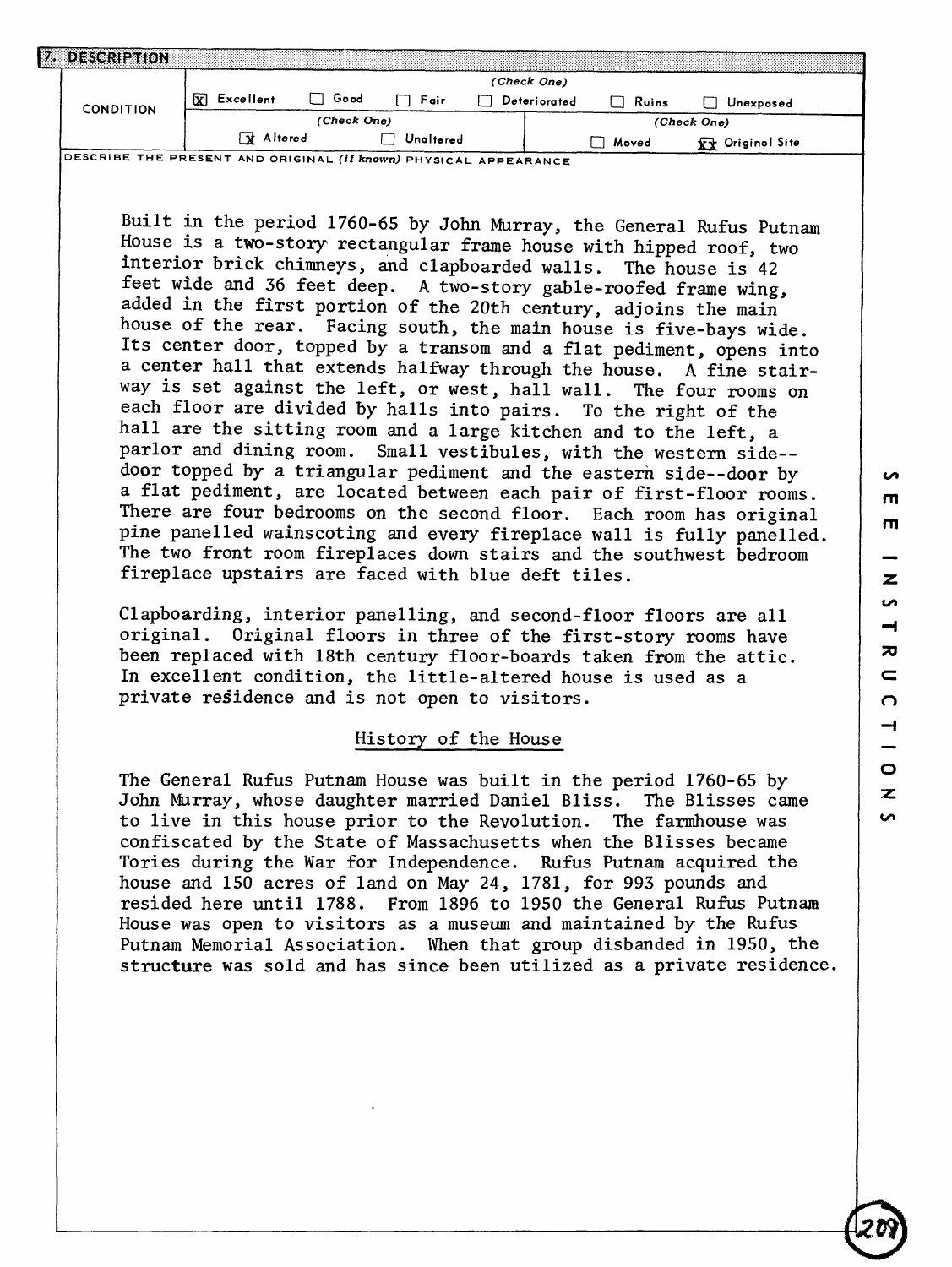## 7. DESCRIPTION

| CONDITION | (Check One) | | | | | |
|---|---|---|---|---|---|---|
| | [X] Excellent | [ ] Good | [ ] Fair | [ ] Deteriorated | [ ] Ruins | [ ] Unexposed |
| | (Check One) | | | (Check One) | | |
| | [X] Altered | [ ] Unaltered | | [ ] Moved | [XX] Original Site | |

DESCRIBE THE PRESENT AND ORIGINAL *(if known)* PHYSICAL APPEARANCE

Built in the period 1760-65 by John Murray, the General Rufus Putnam House is a two-story rectangular frame house with hipped roof, two interior brick chimneys, and clapboarded walls. The house is 42 feet wide and 36 feet deep. A two-story gable-roofed frame wing, added in the first portion of the 20th century, adjoins the main house of the rear. Facing south, the main house is five-bays wide. Its center door, topped by a transom and a flat pediment, opens into a center hall that extends halfway through the house. A fine stairway is set against the left, or west, hall wall. The four rooms on each floor are divided by halls into pairs. To the right of the hall are the sitting room and a large kitchen and to the left, a parlor and dining room. Small vestibules, with the western side--door topped by a triangular pediment and the eastern side--door by a flat pediment, are located between each pair of first-floor rooms. There are four bedrooms on the second floor. Each room has original pine panelled wainscoting and every fireplace wall is fully panelled. The two front room fireplaces down stairs and the southwest bedroom fireplace upstairs are faced with blue deft tiles.

Clapboarding, interior panelling, and second-floor floors are all original. Original floors in three of the first-story rooms have been replaced with 18th century floor-boards taken from the attic. In excellent condition, the little-altered house is used as a private residence and is not open to visitors.

### History of the House

The General Rufus Putnam House was built in the period 1760-65 by John Murray, whose daughter married Daniel Bliss. The Blisses came to live in this house prior to the Revolution. The farmhouse was confiscated by the State of Massachusetts when the Blisses became Tories during the War for Independence. Rufus Putnam acquired the house and 150 acres of land on May 24, 1781, for 993 pounds and resided here until 1788. From 1896 to 1950 the General Rufus Putnam House was open to visitors as a museum and maintained by the Rufus Putnam Memorial Association. When that group disbanded in 1950, the structure was sold and has since been utilized as a private residence.

SEE INSTRUCTIONS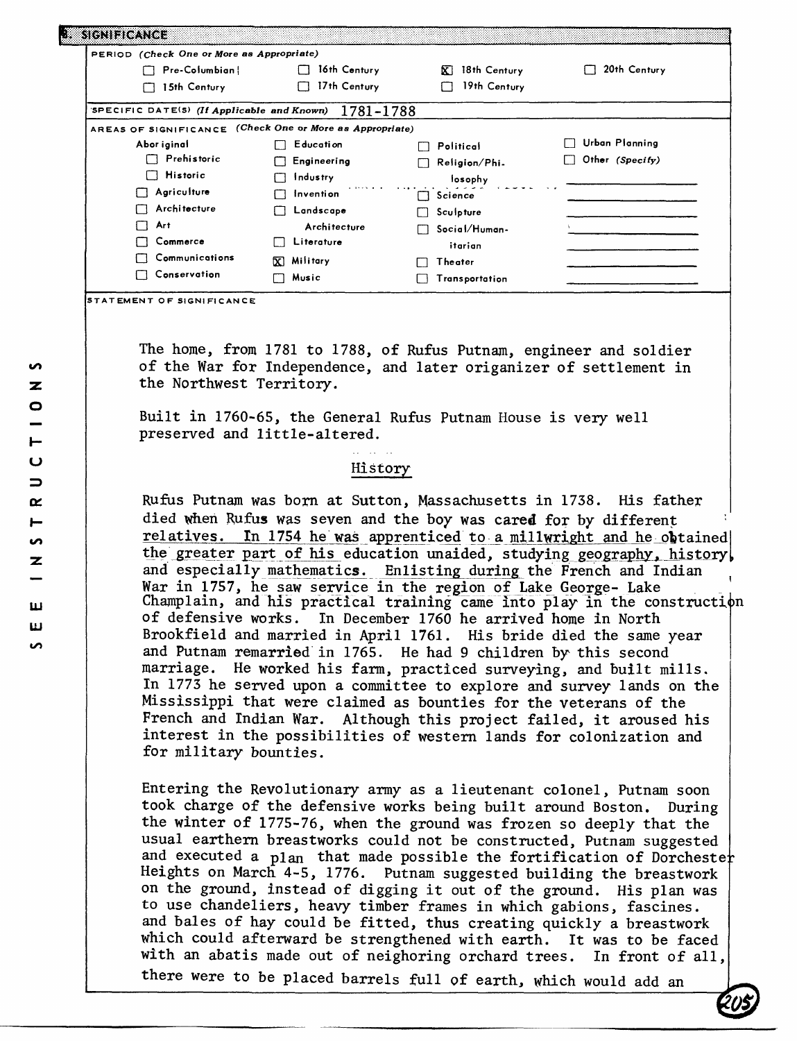## 8. SIGNIFICANCE

PERIOD (Check One or More as Appropriate)

| | | | |
|---|---|---|---|
| ☐ Pre-Columbian | ☐ 16th Century | ☒ 18th Century | ☐ 20th Century |
| ☐ 15th Century | ☐ 17th Century | ☐ 19th Century | |

SPECIFIC DATE(S) (If Applicable and Known) 1781-1788

AREAS OF SIGNIFICANCE (Check One or More as Appropriate)

| | | | |
|---|---|---|---|
| Aboriginal | ☐ Education | ☐ Political | ☐ Urban Planning |
| ☐ Prehistoric | ☐ Engineering | ☐ Religion/Philosophy | ☐ Other (Specify) |
| ☐ Historic | ☐ Industry | ☐ Science | |
| ☐ Agriculture | ☐ Invention | ☐ Sculpture | |
| ☐ Architecture | ☐ Landscape Architecture | ☐ Social/Humanitarian | |
| ☐ Art | ☐ Literature | ☐ Theater | |
| ☐ Commerce | ☒ Military | ☐ Transportation | |
| ☐ Communications | ☐ Music | | |
| ☐ Conservation | | | |

STATEMENT OF SIGNIFICANCE

The home, from 1781 to 1788, of Rufus Putnam, engineer and soldier of the War for Independence, and later origanizer of settlement in the Northwest Territory.

Built in 1760-65, the General Rufus Putnam House is very well preserved and little-altered.

### History

Rufus Putnam was born at Sutton, Massachusetts in 1738. His father died when Rufus was seven and the boy was cared for by different relatives. In 1754 he was apprenticed to a millwright and he obtained the greater part of his education unaided, studying geography, history, and especially mathematics. Enlisting during the French and Indian War in 1757, he saw service in the region of Lake George- Lake Champlain, and his practical training came into play in the construction of defensive works. In December 1760 he arrived home in North Brookfield and married in April 1761. His bride died the same year and Putnam remarried in 1765. He had 9 children by this second marriage. He worked his farm, practiced surveying, and built mills. In 1773 he served upon a committee to explore and survey lands on the Mississippi that were claimed as bounties for the veterans of the French and Indian War. Although this project failed, it aroused his interest in the possibilities of western lands for colonization and for military bounties.

Entering the Revolutionary army as a lieutenant colonel, Putnam soon took charge of the defensive works being built around Boston. During the winter of 1775-76, when the ground was frozen so deeply that the usual earthern breastworks could not be constructed, Putnam suggested and executed a plan that made possible the fortification of Dorchester Heights on March 4-5, 1776. Putnam suggested building the breastwork on the ground, instead of digging it out of the ground. His plan was to use chandeliers, heavy timber frames in which gabions, fascines. and bales of hay could be fitted, thus creating quickly a breastwork which could afterward be strengthened with earth. It was to be faced with an abatis made out of neighoring orchard trees. In front of all, there were to be placed barrels full of earth, which would add an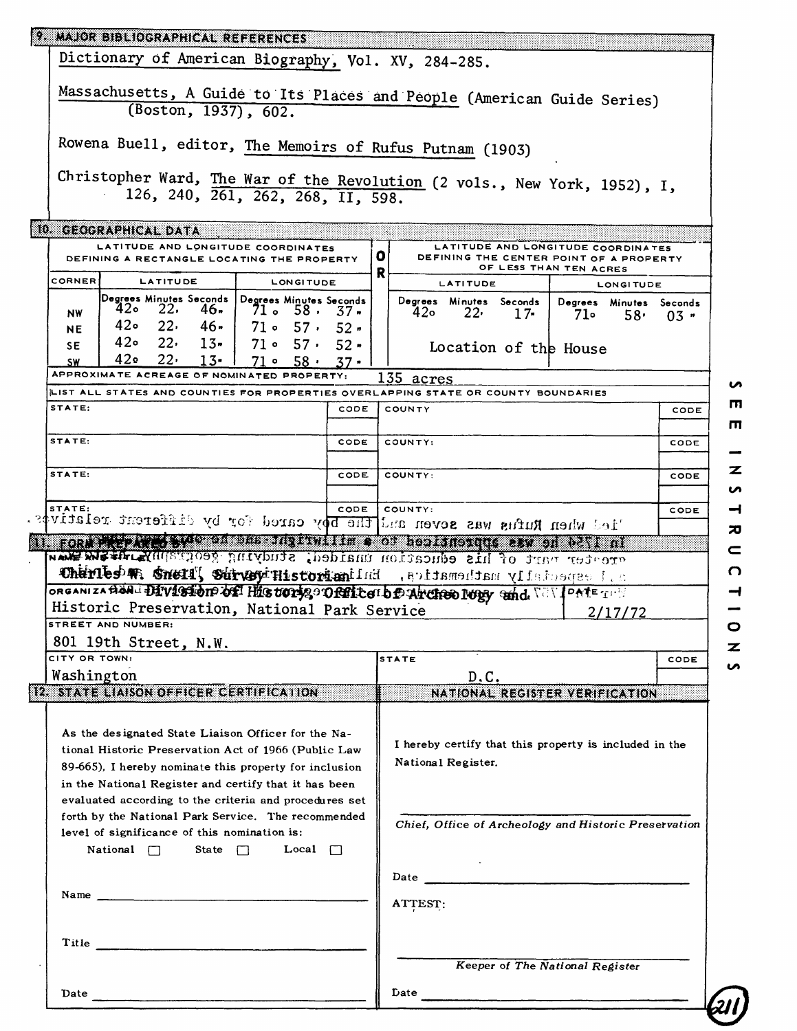## 9. MAJOR BIBLIOGRAPHICAL REFERENCES

Dictionary of American Biography, Vol. XV, 284-285.

Massachusetts, A Guide to Its Places and People (American Guide Series) (Boston, 1937), 602.

Rowena Buell, editor, The Memoirs of Rufus Putnam (1903)

Christopher Ward, The War of the Revolution (2 vols., New York, 1952), I, 126, 240, 261, 262, 268, II, 598.

## 10. GEOGRAPHICAL DATA

| LATITUDE AND LONGITUDE COORDINATES DEFINING A RECTANGLE LOCATING THE PROPERTY | | | | | | | OR | LATITUDE AND LONGITUDE COORDINATES DEFINING THE CENTER POINT OF A PROPERTY OF LESS THAN TEN ACRES | | | | | |
|---|---|---|---|---|---|---|---|---|---|---|---|---|---|
| CORNER | LATITUDE | | | LONGITUDE | | | | LATITUDE | | | LONGITUDE | | |
| | Degrees | Minutes | Seconds | Degrees | Minutes | Seconds | | Degrees | Minutes | Seconds | Degrees | Minutes | Seconds |
| NW | 42° | 22' | 46" | 71° | 58' | 37" | | 42° | 22' | 17" | 71° | 58' | 03" |
| NE | 42° | 22' | 46" | 71° | 57' | 52" | | | | | | | |
| SE | 42° | 22' | 13" | 71° | 57' | 52" | | Location of the House | | | | | |
| SW | 42° | 22' | 13" | 71° | 58' | 37" | | | | | | | |

APPROXIMATE ACREAGE OF NOMINATED PROPERTY: 135 acres

LIST ALL STATES AND COUNTIES FOR PROPERTIES OVERLAPPING STATE OR COUNTY BOUNDARIES

| STATE: | CODE | COUNTY | CODE |
|---|---|---|---|
| STATE: | CODE | COUNTY: | CODE |
| STATE: | CODE | COUNTY: | CODE |
| STATE: | CODE | COUNTY: | CODE |

SEE INSTRUCTIONS

## 11. FORM PREPARED BY

NAME AND TITLE: Charles W. Snell, Survey Historian

ORGANIZATION: Division of History, Office of Archeology and Historic Preservation, National Park Service

DATE: 2/17/72

STREET AND NUMBER: 801 19th Street, N.W.

CITY OR TOWN: Washington

STATE: D.C.

CODE:

## 12. STATE LIAISON OFFICER CERTIFICATION

As the designated State Liaison Officer for the National Historic Preservation Act of 1966 (Public Law 89-665), I hereby nominate this property for inclusion in the National Register and certify that it has been evaluated according to the criteria and procedures set forth by the National Park Service. The recommended level of significance of this nomination is:

National ☐ State ☐ Local ☐

Name ______________________

Title ______________________

Date ______________________

## NATIONAL REGISTER VERIFICATION

I hereby certify that this property is included in the National Register.

______________________

*Chief, Office of Archeology and Historic Preservation*

Date ______________________

ATTEST:

______________________

*Keeper of The National Register*

Date ______________________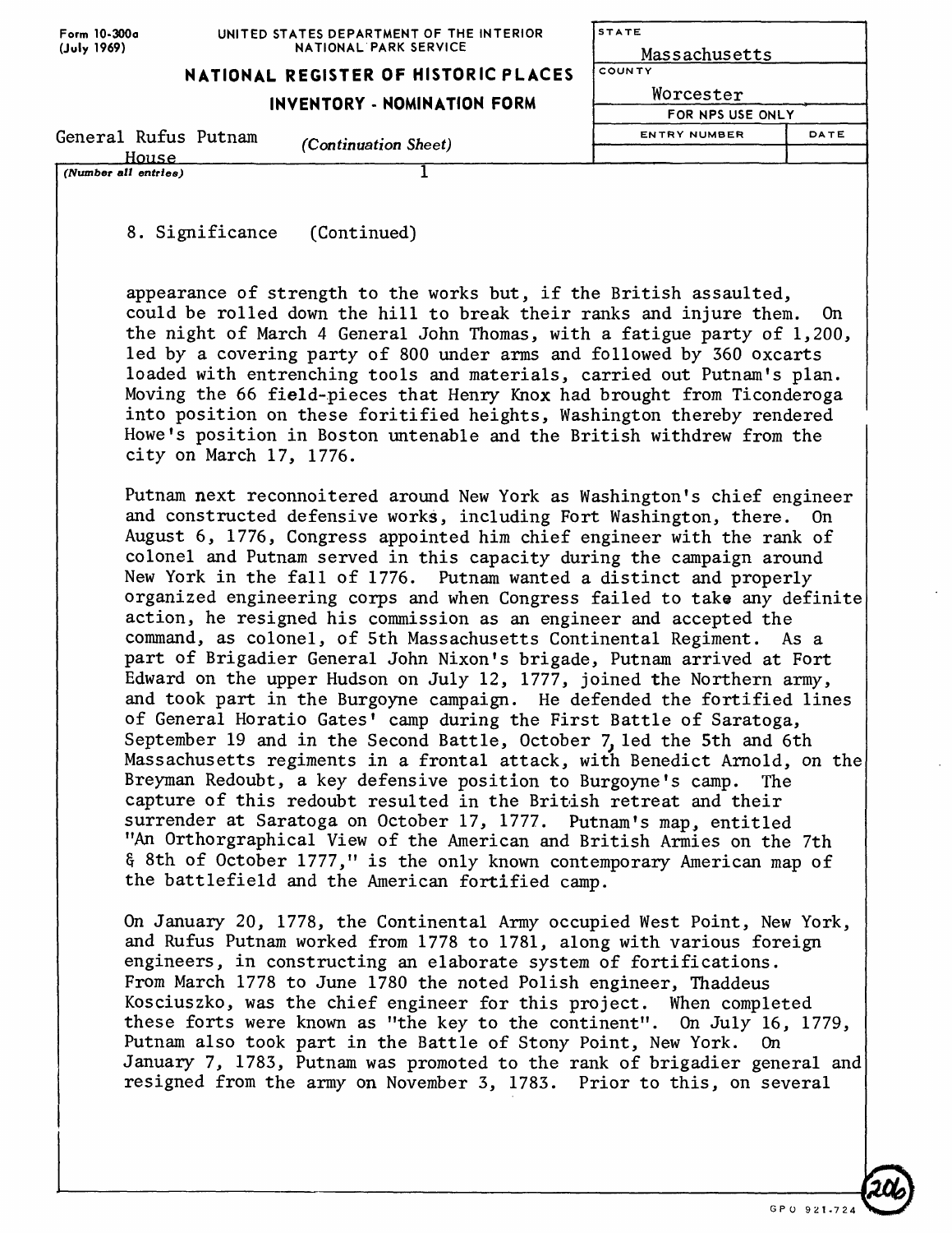Form 10-300a (July 1969)

UNITED STATES DEPARTMENT OF THE INTERIOR
NATIONAL PARK SERVICE

**NATIONAL REGISTER OF HISTORIC PLACES**

**INVENTORY - NOMINATION FORM**

General Rufus Putnam House *(Continuation Sheet)*

(Number all entries) 1

| STATE | |
|---|---|
| Massachusetts | |
| COUNTY | |
| Worcester | |
| FOR NPS USE ONLY | |
| ENTRY NUMBER | DATE |
| | |

8. Significance (Continued)

appearance of strength to the works but, if the British assaulted, could be rolled down the hill to break their ranks and injure them. On the night of March 4 General John Thomas, with a fatigue party of 1,200, led by a covering party of 800 under arms and followed by 360 oxcarts loaded with entrenching tools and materials, carried out Putnam's plan. Moving the 66 field-pieces that Henry Knox had brought from Ticonderoga into position on these foritified heights, Washington thereby rendered Howe's position in Boston untenable and the British withdrew from the city on March 17, 1776.

Putnam next reconnoitered around New York as Washington's chief engineer and constructed defensive works, including Fort Washington, there. On August 6, 1776, Congress appointed him chief engineer with the rank of colonel and Putnam served in this capacity during the campaign around New York in the fall of 1776. Putnam wanted a distinct and properly organized engineering corps and when Congress failed to take any definite action, he resigned his commission as an engineer and accepted the command, as colonel, of 5th Massachusetts Continental Regiment. As a part of Brigadier General John Nixon's brigade, Putnam arrived at Fort Edward on the upper Hudson on July 12, 1777, joined the Northern army, and took part in the Burgoyne campaign. He defended the fortified lines of General Horatio Gates' camp during the First Battle of Saratoga, September 19 and in the Second Battle, October 7, led the 5th and 6th Massachusetts regiments in a frontal attack, with Benedict Arnold, on the Breyman Redoubt, a key defensive position to Burgoyne's camp. The capture of this redoubt resulted in the British retreat and their surrender at Saratoga on October 17, 1777. Putnam's map, entitled "An Orthorgraphical View of the American and British Armies on the 7th & 8th of October 1777," is the only known contemporary American map of the battlefield and the American fortified camp.

On January 20, 1778, the Continental Army occupied West Point, New York, and Rufus Putnam worked from 1778 to 1781, along with various foreign engineers, in constructing an elaborate system of fortifications. From March 1778 to June 1780 the noted Polish engineer, Thaddeus Kosciuszko, was the chief engineer for this project. When completed these forts were known as "the key to the continent". On July 16, 1779, Putnam also took part in the Battle of Stony Point, New York. On January 7, 1783, Putnam was promoted to the rank of brigadier general and resigned from the army on November 3, 1783. Prior to this, on several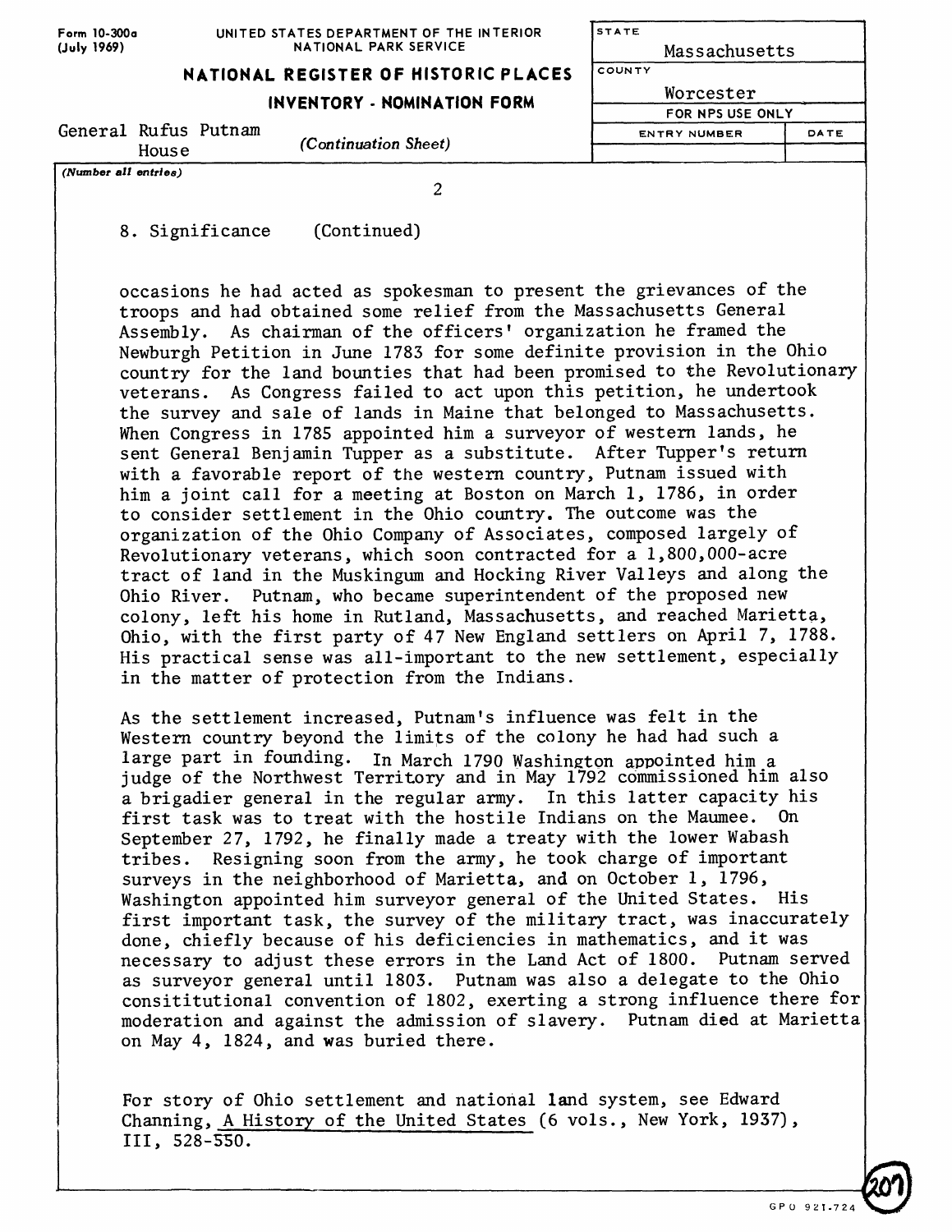## 8. Significance (Continued)

occasions he had acted as spokesman to present the grievances of the troops and had obtained some relief from the Massachusetts General Assembly. As chairman of the officers' organization he framed the Newburgh Petition in June 1783 for some definite provision in the Ohio country for the land bounties that had been promised to the Revolutionary veterans. As Congress failed to act upon this petition, he undertook the survey and sale of lands in Maine that belonged to Massachusetts. When Congress in 1785 appointed him a surveyor of western lands, he sent General Benjamin Tupper as a substitute. After Tupper's return with a favorable report of the western country, Putnam issued with him a joint call for a meeting at Boston on March 1, 1786, in order to consider settlement in the Ohio country. The outcome was the organization of the Ohio Company of Associates, composed largely of Revolutionary veterans, which soon contracted for a 1,800,000-acre tract of land in the Muskingum and Hocking River Valleys and along the Ohio River. Putnam, who became superintendent of the proposed new colony, left his home in Rutland, Massachusetts, and reached Marietta, Ohio, with the first party of 47 New England settlers on April 7, 1788. His practical sense was all-important to the new settlement, especially in the matter of protection from the Indians.

As the settlement increased, Putnam's influence was felt in the Western country beyond the limits of the colony he had had such a large part in founding. In March 1790 Washington appointed him a judge of the Northwest Territory and in May 1792 commissioned him also a brigadier general in the regular army. In this latter capacity his first task was to treat with the hostile Indians on the Maumee. On September 27, 1792, he finally made a treaty with the lower Wabash tribes. Resigning soon from the army, he took charge of important surveys in the neighborhood of Marietta, and on October 1, 1796, Washington appointed him surveyor general of the United States. His first important task, the survey of the military tract, was inaccurately done, chiefly because of his deficiencies in mathematics, and it was necessary to adjust these errors in the Land Act of 1800. Putnam served as surveyor general until 1803. Putnam was also a delegate to the Ohio consititutional convention of 1802, exerting a strong influence there for moderation and against the admission of slavery. Putnam died at Marietta on May 4, 1824, and was buried there.

For story of Ohio settlement and national land system, see Edward Channing, A History of the United States (6 vols., New York, 1937), III, 528-550.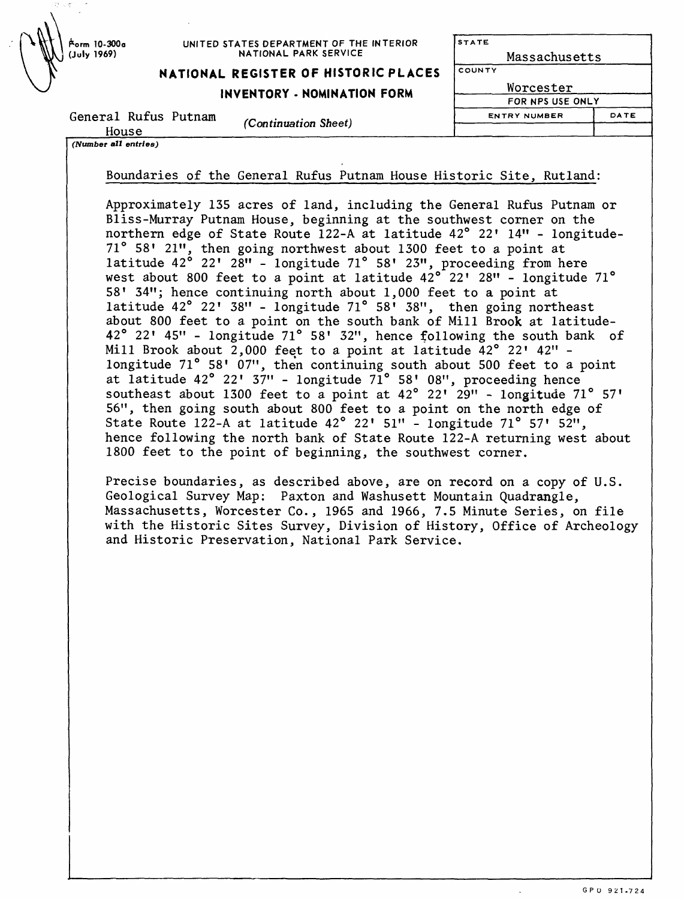Form 10-300a (July 1969)

UNITED STATES DEPARTMENT OF THE INTERIOR
NATIONAL PARK SERVICE

**NATIONAL REGISTER OF HISTORIC PLACES**

**INVENTORY - NOMINATION FORM**

General Rufus Putnam House *(Continuation Sheet)*

*(Number all entries)*

| | | |
|---|---|---|
| STATE | Massachusetts | |
| COUNTY | Worcester | |
| FOR NPS USE ONLY | | |
| ENTRY NUMBER | | DATE |

Boundaries of the General Rufus Putnam House Historic Site, Rutland:

Approximately 135 acres of land, including the General Rufus Putnam or Bliss-Murray Putnam House, beginning at the southwest corner on the northern edge of State Route 122-A at latitude 42° 22' 14" - longitude- 71° 58' 21", then going northwest about 1300 feet to a point at latitude 42° 22' 28" - longitude 71° 58' 23", proceeding from here west about 800 feet to a point at latitude 42° 22' 28" - longitude 71° 58' 34"; hence continuing north about 1,000 feet to a point at latitude 42° 22' 38" - longitude 71° 58' 38", then going northeast about 800 feet to a point on the south bank of Mill Brook at latitude- 42° 22' 45" - longitude 71° 58' 32", hence following the south bank of Mill Brook about 2,000 feet to a point at latitude 42° 22' 42" - longitude 71° 58' 07", then continuing south about 500 feet to a point at latitude 42° 22' 37" - longitude 71° 58' 08", proceeding hence southeast about 1300 feet to a point at 42° 22' 29" - longitude 71° 57' 56", then going south about 800 feet to a point on the north edge of State Route 122-A at latitude 42° 22' 51" - longitude 71° 57' 52", hence following the north bank of State Route 122-A returning west about 1800 feet to the point of beginning, the southwest corner.

Precise boundaries, as described above, are on record on a copy of U.S. Geological Survey Map: Paxton and Washusett Mountain Quadrangle, Massachusetts, Worcester Co., 1965 and 1966, 7.5 Minute Series, on file with the Historic Sites Survey, Division of History, Office of Archeology and Historic Preservation, National Park Service.

GPO 921-724